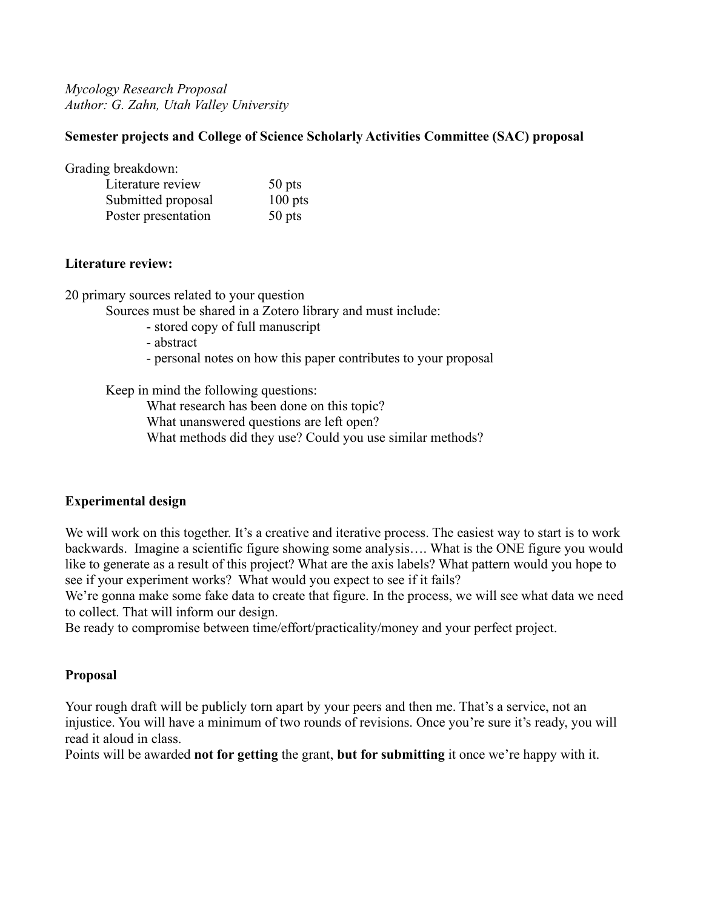*Mycology Research Proposal*
*Author: G. Zahn, Utah Valley University*

**Semester projects and College of Science Scholarly Activities Committee (SAC) proposal**

Grading breakdown:

| Item | Points |
|---|---|
| Literature review | 50 pts |
| Submitted proposal | 100 pts |
| Poster presentation | 50 pts |

**Literature review:**

20 primary sources related to your question

Sources must be shared in a Zotero library and must include:

- stored copy of full manuscript
- abstract
- personal notes on how this paper contributes to your proposal

Keep in mind the following questions:

What research has been done on this topic?
What unanswered questions are left open?
What methods did they use? Could you use similar methods?

**Experimental design**

We will work on this together. It's a creative and iterative process. The easiest way to start is to work backwards. Imagine a scientific figure showing some analysis…. What is the ONE figure you would like to generate as a result of this project? What are the axis labels? What pattern would you hope to see if your experiment works? What would you expect to see if it fails?
We're gonna make some fake data to create that figure. In the process, we will see what data we need to collect. That will inform our design.
Be ready to compromise between time/effort/practicality/money and your perfect project.

**Proposal**

Your rough draft will be publicly torn apart by your peers and then me. That's a service, not an injustice. You will have a minimum of two rounds of revisions. Once you're sure it's ready, you will read it aloud in class.
Points will be awarded **not for getting** the grant, **but for submitting** it once we're happy with it.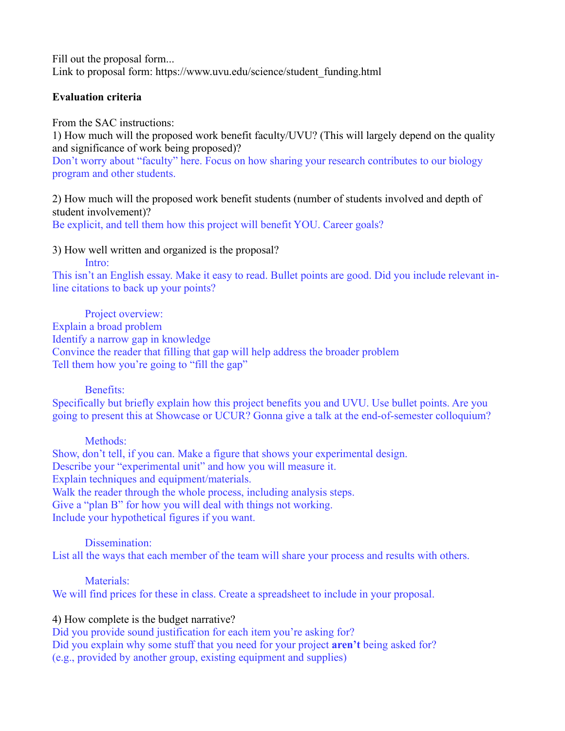Fill out the proposal form...
Link to proposal form: https://www.uvu.edu/science/student_funding.html

**Evaluation criteria**

From the SAC instructions:
1) How much will the proposed work benefit faculty/UVU? (This will largely depend on the quality and significance of work being proposed)?
Don't worry about "faculty" here. Focus on how sharing your research contributes to our biology program and other students.

2) How much will the proposed work benefit students (number of students involved and depth of student involvement)?
Be explicit, and tell them how this project will benefit YOU. Career goals?

3) How well written and organized is the proposal?

Intro:
This isn't an English essay. Make it easy to read. Bullet points are good. Did you include relevant in-line citations to back up your points?

Project overview:
Explain a broad problem
Identify a narrow gap in knowledge
Convince the reader that filling that gap will help address the broader problem
Tell them how you're going to "fill the gap"

Benefits:
Specifically but briefly explain how this project benefits you and UVU. Use bullet points. Are you going to present this at Showcase or UCUR? Gonna give a talk at the end-of-semester colloquium?

Methods:
Show, don't tell, if you can. Make a figure that shows your experimental design.
Describe your "experimental unit" and how you will measure it.
Explain techniques and equipment/materials.
Walk the reader through the whole process, including analysis steps.
Give a "plan B" for how you will deal with things not working.
Include your hypothetical figures if you want.

Dissemination:
List all the ways that each member of the team will share your process and results with others.

Materials:
We will find prices for these in class. Create a spreadsheet to include in your proposal.

4) How complete is the budget narrative?
Did you provide sound justification for each item you're asking for?
Did you explain why some stuff that you need for your project **aren't** being asked for?
(e.g., provided by another group, existing equipment and supplies)